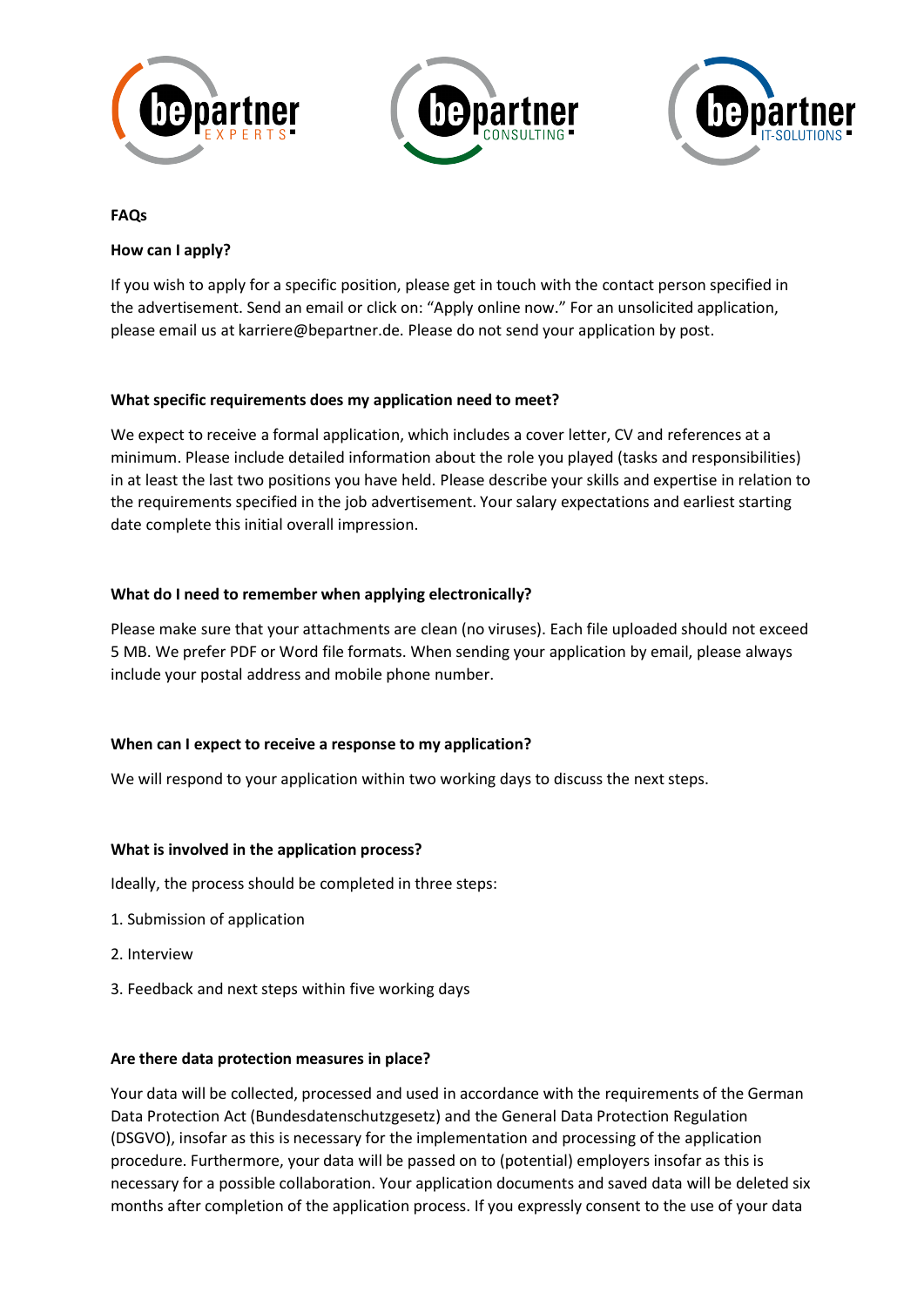## FAQs

### How can I apply?

If you wish to apply for a specific position, please get in touch with the contact person specified in the advertisement. Send an email or click on: "Apply online now." For an unsolicited application, please email us at karriere@bepartner.de. Please do not send your application by post.

### What specific requirements does my application need to meet?

We expect to receive a formal application, which includes a cover letter, CV and references at a minimum. Please include detailed information about the role you played (tasks and responsibilities) in at least the last two positions you have held. Please describe your skills and expertise in relation to the requirements specified in the job advertisement. Your salary expectations and earliest starting date complete this initial overall impression.

### What do I need to remember when applying electronically?

Please make sure that your attachments are clean (no viruses). Each file uploaded should not exceed 5 MB. We prefer PDF or Word file formats. When sending your application by email, please always include your postal address and mobile phone number.

### When can I expect to receive a response to my application?

We will respond to your application within two working days to discuss the next steps.

### What is involved in the application process?

Ideally, the process should be completed in three steps:

1. Submission of application
2. Interview
3. Feedback and next steps within five working days

### Are there data protection measures in place?

Your data will be collected, processed and used in accordance with the requirements of the German Data Protection Act (Bundesdatenschutzgesetz) and the General Data Protection Regulation (DSGVO), insofar as this is necessary for the implementation and processing of the application procedure. Furthermore, your data will be passed on to (potential) employers insofar as this is necessary for a possible collaboration. Your application documents and saved data will be deleted six months after completion of the application process. If you expressly consent to the use of your data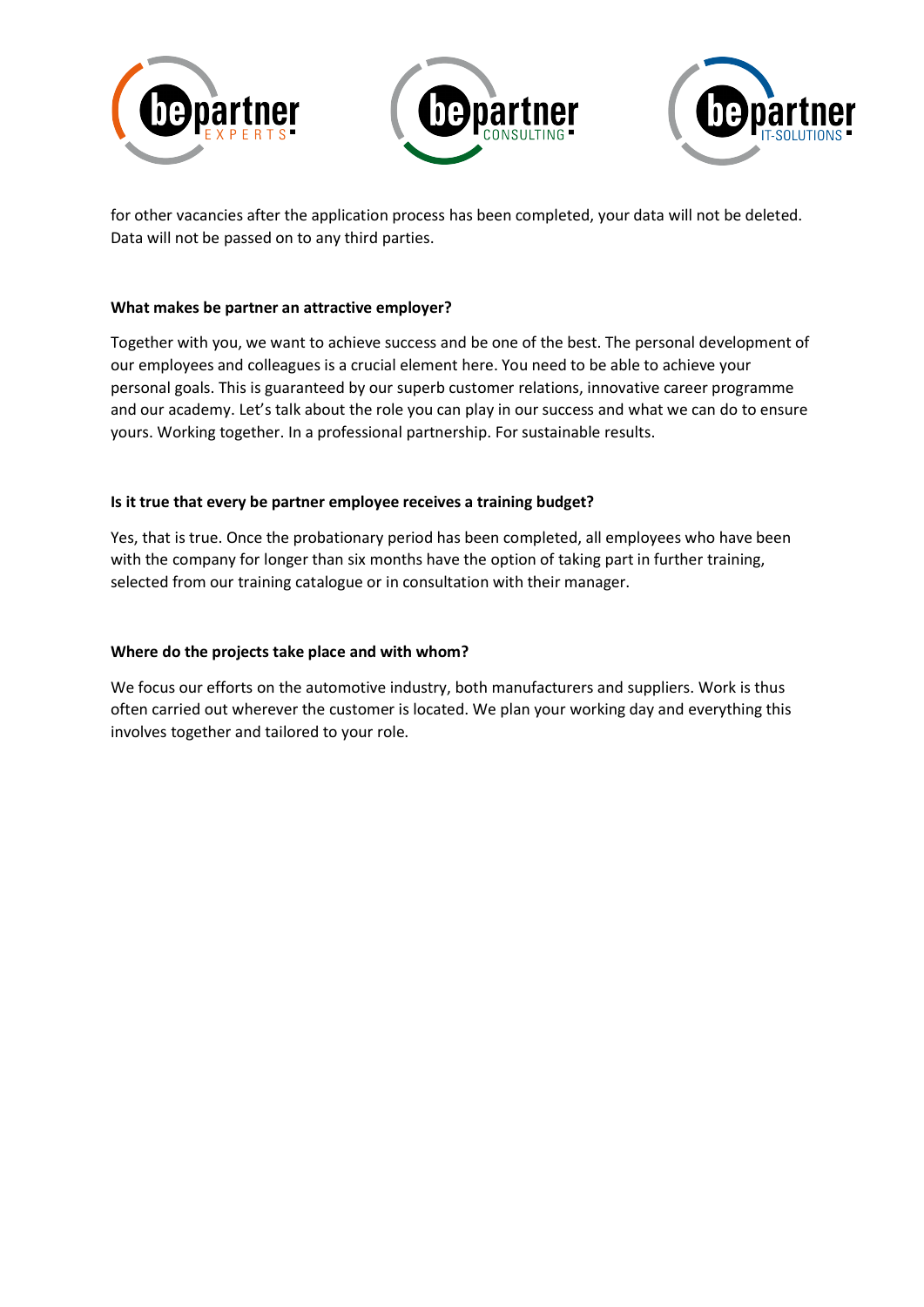for other vacancies after the application process has been completed, your data will not be deleted. Data will not be passed on to any third parties.

**What makes be partner an attractive employer?**

Together with you, we want to achieve success and be one of the best. The personal development of our employees and colleagues is a crucial element here. You need to be able to achieve your personal goals. This is guaranteed by our superb customer relations, innovative career programme and our academy. Let's talk about the role you can play in our success and what we can do to ensure yours. Working together. In a professional partnership. For sustainable results.

**Is it true that every be partner employee receives a training budget?**

Yes, that is true. Once the probationary period has been completed, all employees who have been with the company for longer than six months have the option of taking part in further training, selected from our training catalogue or in consultation with their manager.

**Where do the projects take place and with whom?**

We focus our efforts on the automotive industry, both manufacturers and suppliers. Work is thus often carried out wherever the customer is located. We plan your working day and everything this involves together and tailored to your role.